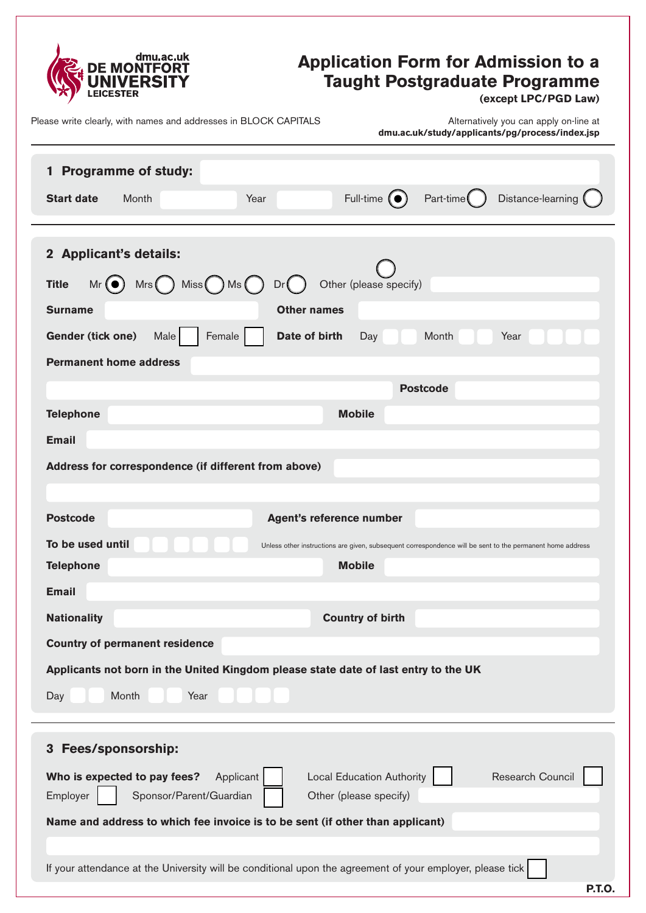dmu.ac.uk
**DE MONTFORT UNIVERSITY**
**LEICESTER**

# Application Form for Admission to a Taught Postgraduate Programme

**(except LPC/PGD Law)**

Please write clearly, with names and addresses in BLOCK CAPITALS

Alternatively you can apply on-line at **dmu.ac.uk/study/applicants/pg/process/index.jsp**

## 1 Programme of study:

**Start date** Month ______ Year ______ Full-time ◉ Part-time ○ Distance-learning ○

## 2 Applicant's details:

**Title** Mr ◉ Mrs ○ Miss ○ Ms ○ Dr ○ Other (please specify) ○ ______

**Surname** ______ **Other names** ______

**Gender (tick one)** Male ☐ Female ☐ **Date of birth** Day ☐☐ Month ☐☐ Year ☐☐☐☐

**Permanent home address** ______

______ **Postcode** ______

**Telephone** ______ **Mobile** ______

**Email** ______

**Address for correspondence (if different from above)** ______

______

**Postcode** ______ **Agent's reference number** ______

**To be used until** ☐☐ ☐☐ ☐☐ Unless other instructions are given, subsequent correspondence will be sent to the permanent home address

**Telephone** ______ **Mobile** ______

**Email** ______

**Nationality** ______ **Country of birth** ______

**Country of permanent residence** ______

**Applicants not born in the United Kingdom please state date of last entry to the UK**

Day ☐☐ Month ☐☐ Year ☐☐☐☐

## 3 Fees/sponsorship:

**Who is expected to pay fees?** Applicant ☐ Local Education Authority ☐ Research Council ☐

Employer ☐ Sponsor/Parent/Guardian ☐ Other (please specify) ______

**Name and address to which fee invoice is to be sent (if other than applicant)** ______

______

If your attendance at the University will be conditional upon the agreement of your employer, please tick ☐

**P.T.O.**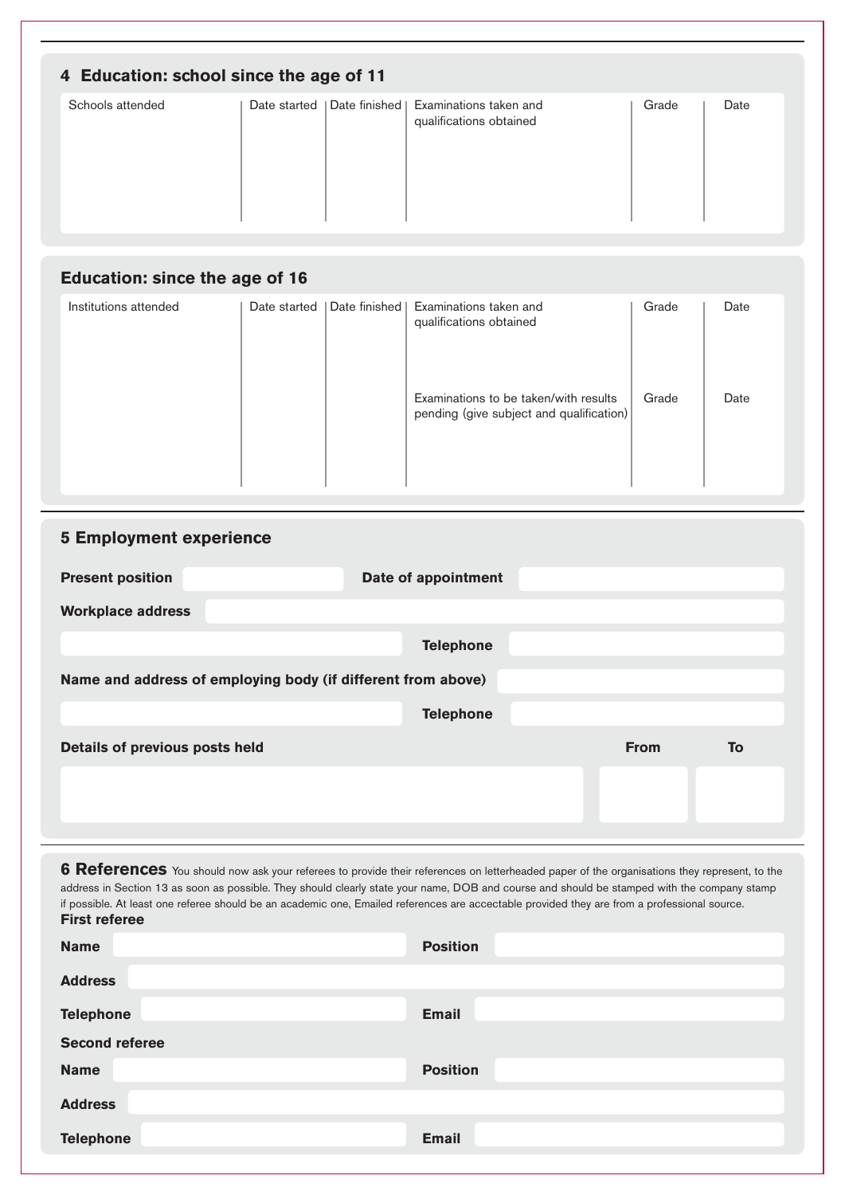## 4 Education: school since the age of 11

| Schools attended | Date started | Date finished | Examinations taken and qualifications obtained | Grade | Date |
| --- | --- | --- | --- | --- | --- |
| | | | | | |

## Education: since the age of 16

| Institutions attended | Date started | Date finished | Examinations taken and qualifications obtained | Grade | Date |
| --- | --- | --- | --- | --- | --- |
| | | | | | |
| | | | Examinations to be taken/with results pending (give subject and qualification) | Grade | Date |
| | | | | | |

## 5 Employment experience

**Present position** 

**Date of appointment** 

**Workplace address** 

**Telephone** 

**Name and address of employing body (if different from above)** 

**Telephone** 

| Details of previous posts held | From | To |
| --- | --- | --- |
| | | |

## 6 References

You should now ask your referees to provide their references on letterheaded paper of the organisations they represent, to the address in Section 13 as soon as possible. They should clearly state your name, DOB and course and should be stamped with the company stamp if possible. At least one referee should be an academic one, Emailed references are accectable provided they are from a professional source.

**First referee**

**Name** 

**Position** 

**Address** 

**Telephone** 

**Email** 

**Second referee**

**Name** 

**Position** 

**Address** 

**Telephone** 

**Email**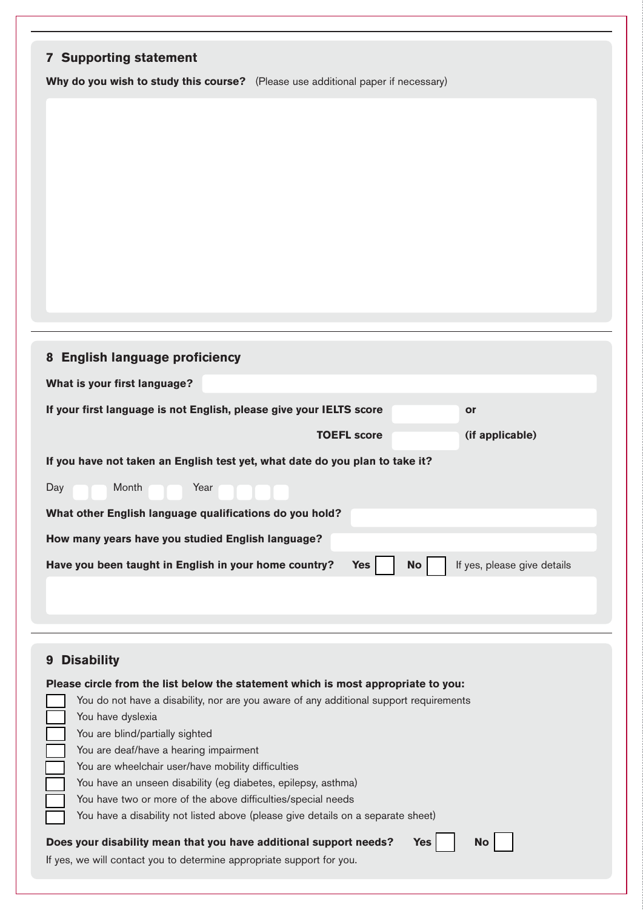## 7 Supporting statement

**Why do you wish to study this course?** (Please use additional paper if necessary)

## 8 English language proficiency

**What is your first language?**

**If your first language is not English, please give your IELTS score** **or**

**TOEFL score** **(if applicable)**

**If you have not taken an English test yet, what date do you plan to take it?**

Day Month Year

**What other English language qualifications do you hold?**

**How many years have you studied English language?**

**Have you been taught in English in your home country?** **Yes** ☐ **No** ☐ If yes, please give details

## 9 Disability

**Please circle from the list below the statement which is most appropriate to you:**

- ☐ You do not have a disability, nor are you aware of any additional support requirements
- ☐ You have dyslexia
- ☐ You are blind/partially sighted
- ☐ You are deaf/have a hearing impairment
- ☐ You are wheelchair user/have mobility difficulties
- ☐ You have an unseen disability (eg diabetes, epilepsy, asthma)
- ☐ You have two or more of the above difficulties/special needs
- ☐ You have a disability not listed above (please give details on a separate sheet)

**Does your disability mean that you have additional support needs?** **Yes** ☐ **No** ☐

If yes, we will contact you to determine appropriate support for you.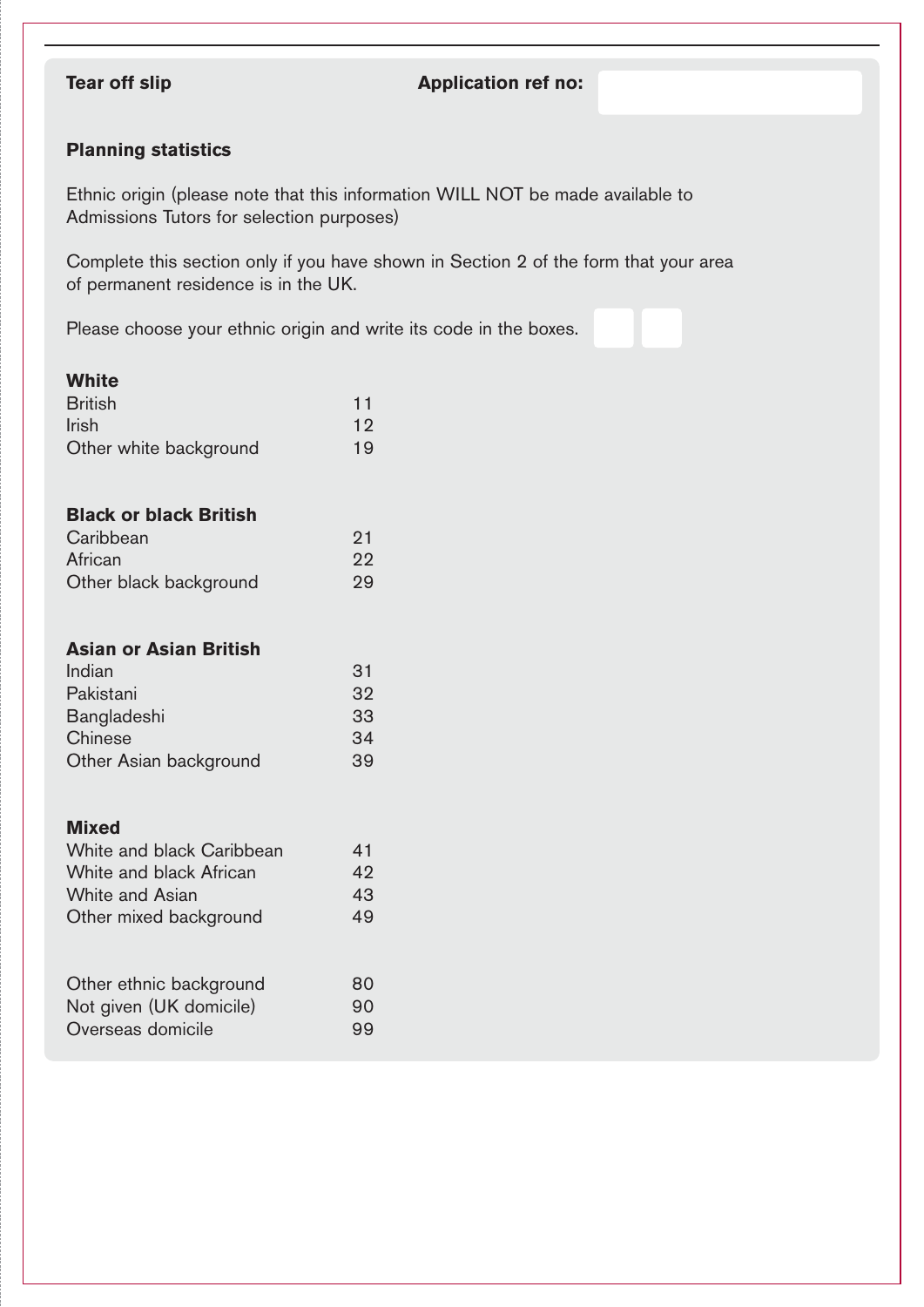**Tear off slip** **Application ref no:**

## Planning statistics

Ethnic origin (please note that this information WILL NOT be made available to Admissions Tutors for selection purposes)

Complete this section only if you have shown in Section 2 of the form that your area of permanent residence is in the UK.

Please choose your ethnic origin and write its code in the boxes.

**White**

| | |
|---|---|
| British | 11 |
| Irish | 12 |
| Other white background | 19 |

**Black or black British**

| | |
|---|---|
| Caribbean | 21 |
| African | 22 |
| Other black background | 29 |

**Asian or Asian British**

| | |
|---|---|
| Indian | 31 |
| Pakistani | 32 |
| Bangladeshi | 33 |
| Chinese | 34 |
| Other Asian background | 39 |

**Mixed**

| | |
|---|---|
| White and black Caribbean | 41 |
| White and black African | 42 |
| White and Asian | 43 |
| Other mixed background | 49 |

| | |
|---|---|
| Other ethnic background | 80 |
| Not given (UK domicile) | 90 |
| Overseas domicile | 99 |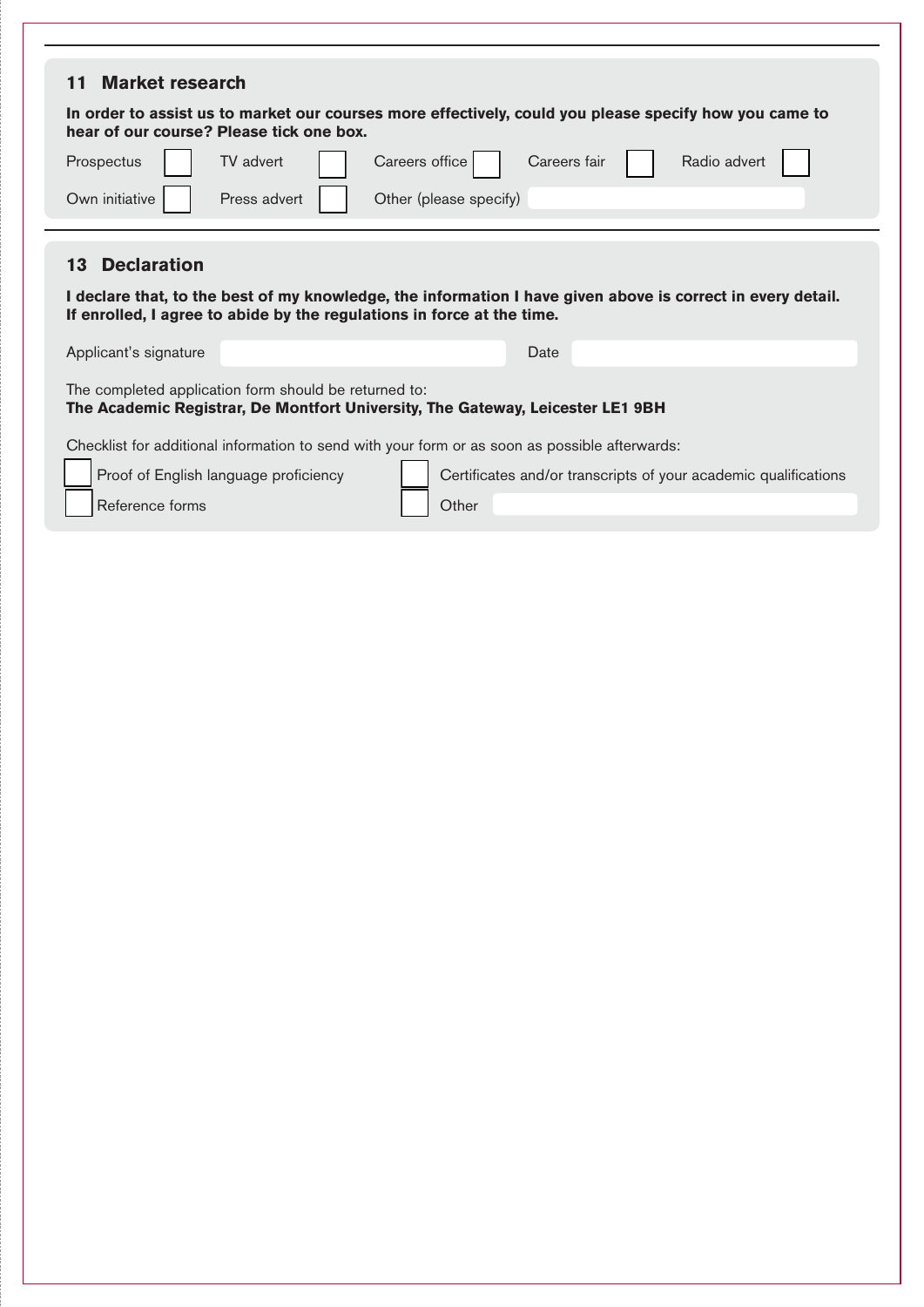## 11 Market research

**In order to assist us to market our courses more effectively, could you please specify how you came to hear of our course? Please tick one box.**

Prospectus ☐ TV advert ☐ Careers office ☐ Careers fair ☐ Radio advert ☐

Own initiative ☐ Press advert ☐ Other (please specify) \_\_\_\_\_\_\_\_\_\_

## 13 Declaration

**I declare that, to the best of my knowledge, the information I have given above is correct in every detail. If enrolled, I agree to abide by the regulations in force at the time.**

Applicant's signature \_\_\_\_\_\_\_\_\_\_ Date \_\_\_\_\_\_\_\_\_\_

The completed application form should be returned to:
**The Academic Registrar, De Montfort University, The Gateway, Leicester LE1 9BH**

Checklist for additional information to send with your form or as soon as possible afterwards:

☐ Proof of English language proficiency ☐ Certificates and/or transcripts of your academic qualifications

☐ Reference forms ☐ Other \_\_\_\_\_\_\_\_\_\_